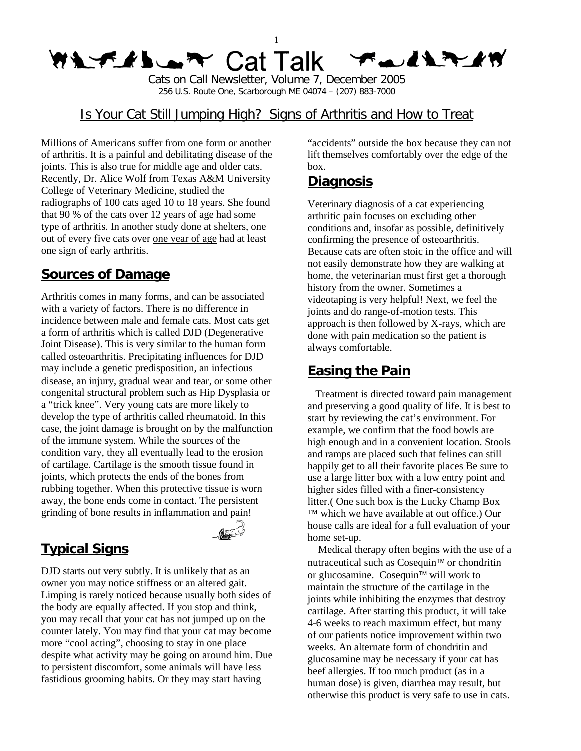# Cat Talk

Cats on Call Newsletter, Volume 7, December 2005

256 U.S. Route One, Scarborough ME 04074 – (207) 883-7000

## Is Your Cat Still Jumping High? Signs of Arthritis and How to Treat

Millions of Americans suffer from one form or another of arthritis. It is a painful and debilitating disease of the joints. This is also true for middle age and older cats. Recently, Dr. Alice Wolf from Texas A&M University College of Veterinary Medicine, studied the radiographs of 100 cats aged 10 to 18 years. She found that 90 % of the cats over 12 years of age had some type of arthritis. In another study done at shelters, one out of every five cats over one year of age had at least one sign of early arthritis.

### Sources of Damage

Arthritis comes in many forms, and can be associated with a variety of factors. There is no difference in incidence between male and female cats. Most cats get a form of arthritis which is called DJD (Degenerative Joint Disease). This is very similar to the human form called osteoarthritis. Precipitating influences for DJD may include a genetic predisposition, an infectious disease, an injury, gradual wear and tear, or some other congenital structural problem such as Hip Dysplasia or a "trick knee". Very young cats are more likely to develop the type of arthritis called rheumatoid. In this case, the joint damage is brought on by the malfunction of the immune system. While the sources of the condition vary, they all eventually lead to the erosion of cartilage. Cartilage is the smooth tissue found in joints, which protects the ends of the bones from rubbing together. When this protective tissue is worn away, the bone ends come in contact. The persistent grinding of bone results in inflammation and pain!

### Typical Signs

DJD starts out very subtly. It is unlikely that as an owner you may notice stiffness or an altered gait. Limping is rarely noticed because usually both sides of the body are equally affected. If you stop and think, you may recall that your cat has not jumped up on the counter lately. You may find that your cat may become more "cool acting", choosing to stay in one place despite what activity may be going on around him. Due to persistent discomfort, some animals will have less fastidious grooming habits. Or they may start having "accidents" outside the box because they can not lift themselves comfortably over the edge of the box.

### Diagnosis

Veterinary diagnosis of a cat experiencing arthritic pain focuses on excluding other conditions and, insofar as possible, definitively confirming the presence of osteoarthritis. Because cats are often stoic in the office and will not easily demonstrate how they are walking at home, the veterinarian must first get a thorough history from the owner. Sometimes a videotaping is very helpful! Next, we feel the joints and do range-of-motion tests. This approach is then followed by X-rays, which are done with pain medication so the patient is always comfortable.

### Easing the Pain

Treatment is directed toward pain management and preserving a good quality of life. It is best to start by reviewing the cat's environment. For example, we confirm that the food bowls are high enough and in a convenient location. Stools and ramps are placed such that felines can still happily get to all their favorite places Be sure to use a large litter box with a low entry point and higher sides filled with a finer-consistency litter.( One such box is the Lucky Champ Box ™ which we have available at out office.) Our house calls are ideal for a full evaluation of your home set-up.

Medical therapy often begins with the use of a nutraceutical such as Cosequin™ or chondritin or glucosamine. Cosequin™ will work to maintain the structure of the cartilage in the joints while inhibiting the enzymes that destroy cartilage. After starting this product, it will take 4-6 weeks to reach maximum effect, but many of our patients notice improvement within two weeks. An alternate form of chondritin and glucosamine may be necessary if your cat has beef allergies. If too much product (as in a human dose) is given, diarrhea may result, but otherwise this product is very safe to use in cats.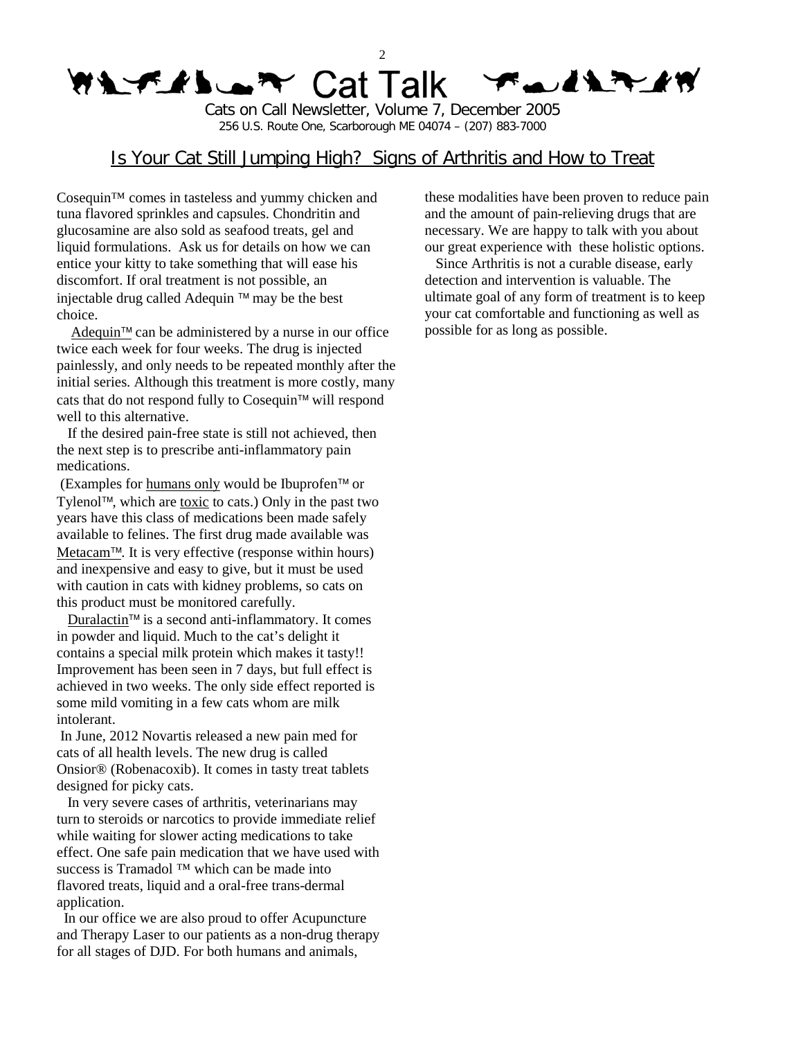# Cat Talk

Cats on Call Newsletter, Volume 7, December 2005

256 U.S. Route One, Scarborough ME 04074 – (207) 883-7000

## Is Your Cat Still Jumping High? Signs of Arthritis and How to Treat

Cosequin™ comes in tasteless and yummy chicken and tuna flavored sprinkles and capsules. Chondritin and glucosamine are also sold as seafood treats, gel and liquid formulations. Ask us for details on how we can entice your kitty to take something that will ease his discomfort. If oral treatment is not possible, an injectable drug called Adequin ™ may be the best choice.

Adequin™ can be administered by a nurse in our office twice each week for four weeks. The drug is injected painlessly, and only needs to be repeated monthly after the initial series. Although this treatment is more costly, many cats that do not respond fully to Cosequin™ will respond well to this alternative.

If the desired pain-free state is still not achieved, then the next step is to prescribe anti-inflammatory pain medications.

(Examples for humans only would be Ibuprofen™ or Tylenol™, which are toxic to cats.) Only in the past two years have this class of medications been made safely available to felines. The first drug made available was Metacam™. It is very effective (response within hours) and inexpensive and easy to give, but it must be used with caution in cats with kidney problems, so cats on this product must be monitored carefully.

Duralactin™ is a second anti-inflammatory. It comes in powder and liquid. Much to the cat's delight it contains a special milk protein which makes it tasty!! Improvement has been seen in 7 days, but full effect is achieved in two weeks. The only side effect reported is some mild vomiting in a few cats whom are milk intolerant.

In June, 2012 Novartis released a new pain med for cats of all health levels. The new drug is called Onsior® (Robenacoxib). It comes in tasty treat tablets designed for picky cats.

In very severe cases of arthritis, veterinarians may turn to steroids or narcotics to provide immediate relief while waiting for slower acting medications to take effect. One safe pain medication that we have used with success is Tramadol ™ which can be made into flavored treats, liquid and a oral-free trans-dermal application.

In our office we are also proud to offer Acupuncture and Therapy Laser to our patients as a non-drug therapy for all stages of DJD. For both humans and animals, these modalities have been proven to reduce pain and the amount of pain-relieving drugs that are necessary. We are happy to talk with you about our great experience with these holistic options.

Since Arthritis is not a curable disease, early detection and intervention is valuable. The ultimate goal of any form of treatment is to keep your cat comfortable and functioning as well as possible for as long as possible.